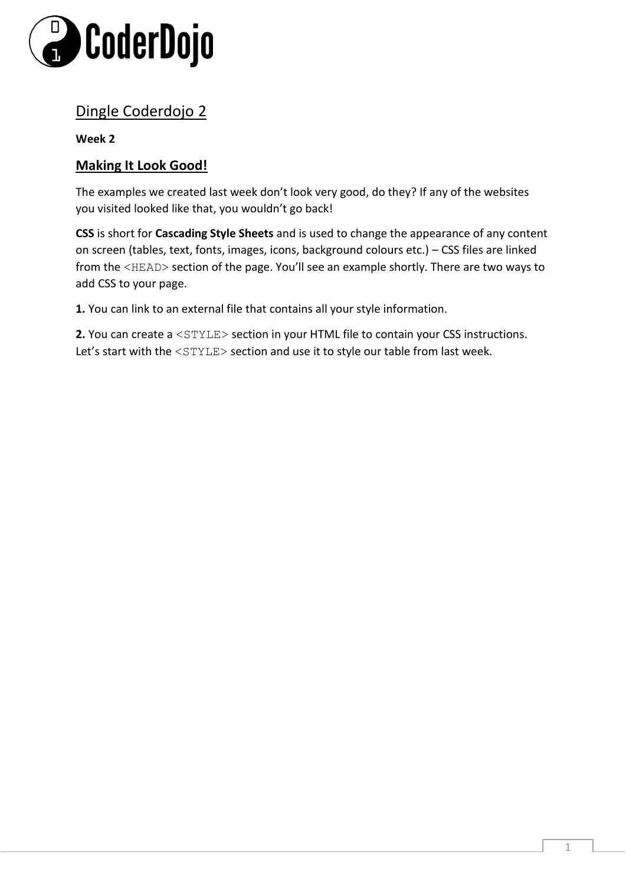CoderDojo

## Dingle Coderdojo 2

**Week 2**

### Making It Look Good!

The examples we created last week don't look very good, do they? If any of the websites you visited looked like that, you wouldn't go back!

**CSS** is short for **Cascading Style Sheets** and is used to change the appearance of any content on screen (tables, text, fonts, images, icons, background colours etc.) – CSS files are linked from the `<HEAD>` section of the page. You'll see an example shortly. There are two ways to add CSS to your page.

**1.** You can link to an external file that contains all your style information.

**2.** You can create a `<STYLE>` section in your HTML file to contain your CSS instructions. Let's start with the `<STYLE>` section and use it to style our table from last week.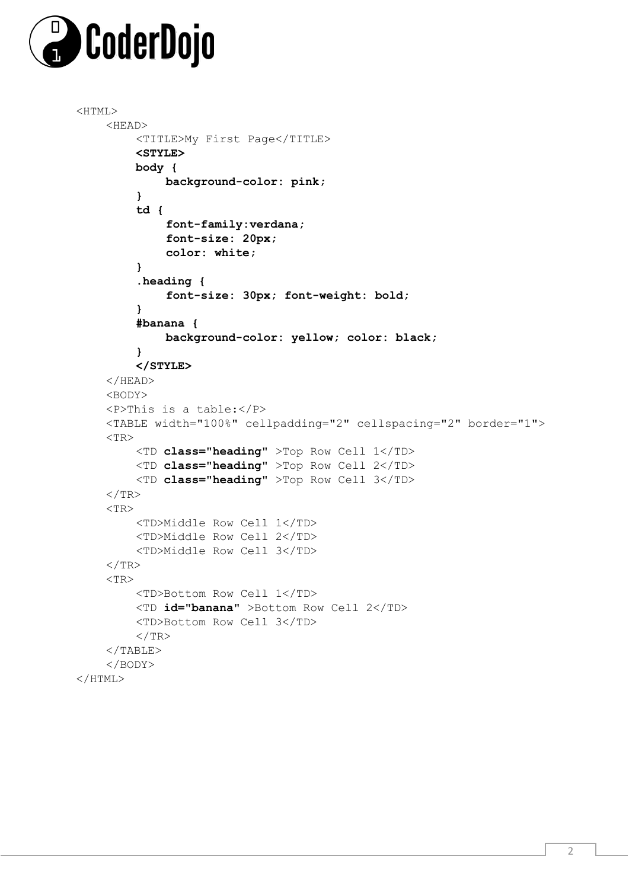```
<HTML>
    <HEAD>
        <TITLE>My First Page</TITLE>
        <STYLE>
        body {
            background-color: pink;
        }
        td {
            font-family:verdana;
            font-size: 20px;
            color: white;
        }
        .heading {
            font-size: 30px; font-weight: bold;
        }
        #banana {
            background-color: yellow; color: black;
        }
        </STYLE>
    </HEAD>
    <BODY>
    <P>This is a table:</P>
    <TABLE width="100%" cellpadding="2" cellspacing="2" border="1">
    <TR>
        <TD class="heading" >Top Row Cell 1</TD>
        <TD class="heading" >Top Row Cell 2</TD>
        <TD class="heading" >Top Row Cell 3</TD>
    </TR>
    <TR>
        <TD>Middle Row Cell 1</TD>
        <TD>Middle Row Cell 2</TD>
        <TD>Middle Row Cell 3</TD>
    </TR>
    <TR>
        <TD>Bottom Row Cell 1</TD>
        <TD id="banana" >Bottom Row Cell 2</TD>
        <TD>Bottom Row Cell 3</TD>
        </TR>
    </TABLE>
    </BODY>
</HTML>
```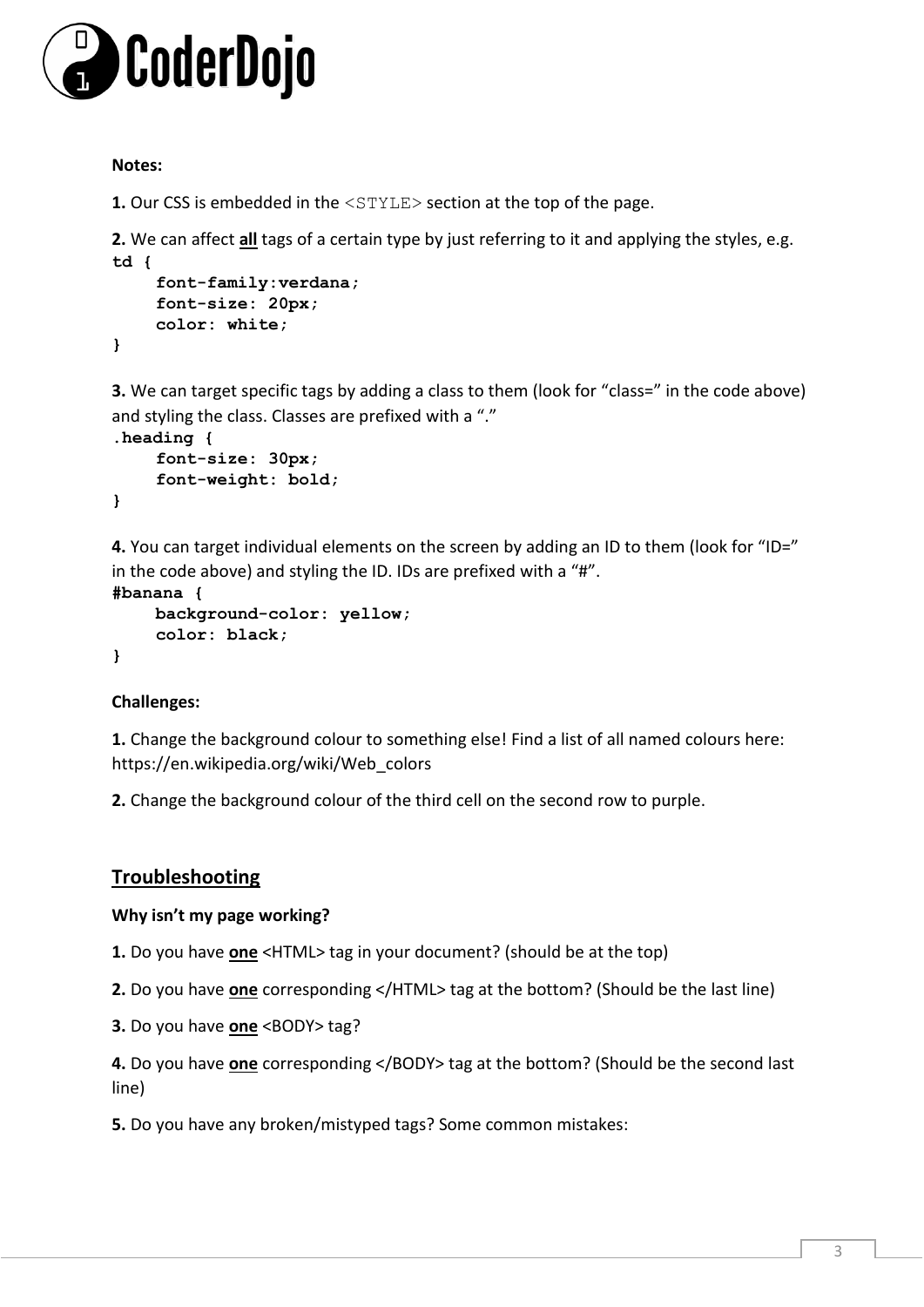**Notes:**

**1.** Our CSS is embedded in the `<STYLE>` section at the top of the page.

**2.** We can affect **all** tags of a certain type by just referring to it and applying the styles, e.g.

```
td {
    font-family:verdana;
    font-size: 20px;
    color: white;
}
```

**3.** We can target specific tags by adding a class to them (look for “class=” in the code above) and styling the class. Classes are prefixed with a “.”

```
.heading {
    font-size: 30px;
    font-weight: bold;
}
```

**4.** You can target individual elements on the screen by adding an ID to them (look for “ID=” in the code above) and styling the ID. IDs are prefixed with a “#”.

```
#banana {
    background-color: yellow;
    color: black;
}
```

**Challenges:**

**1.** Change the background colour to something else! Find a list of all named colours here: https://en.wikipedia.org/wiki/Web_colors

**2.** Change the background colour of the third cell on the second row to purple.

## Troubleshooting

**Why isn’t my page working?**

**1.** Do you have **one** <HTML> tag in your document? (should be at the top)

**2.** Do you have **one** corresponding </HTML> tag at the bottom? (Should be the last line)

**3.** Do you have **one** <BODY> tag?

**4.** Do you have **one** corresponding </BODY> tag at the bottom? (Should be the second last line)

**5.** Do you have any broken/mistyped tags? Some common mistakes: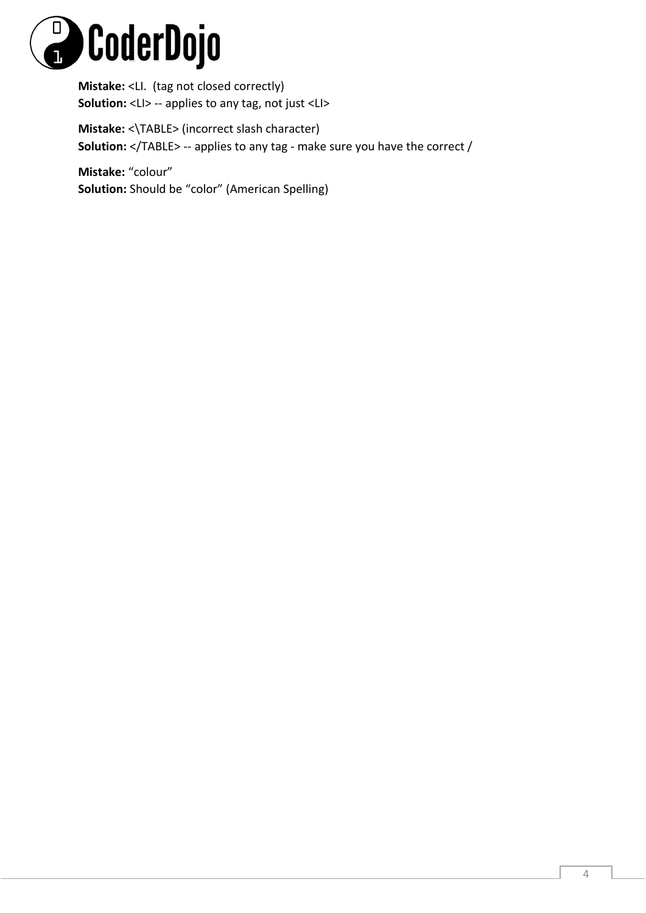**Mistake:** <LI.  (tag not closed correctly)
**Solution:** <LI> -- applies to any tag, not just <LI>

**Mistake:** <\TABLE> (incorrect slash character)
**Solution:** </TABLE> -- applies to any tag - make sure you have the correct /

**Mistake:** “colour”
**Solution:** Should be “color” (American Spelling)